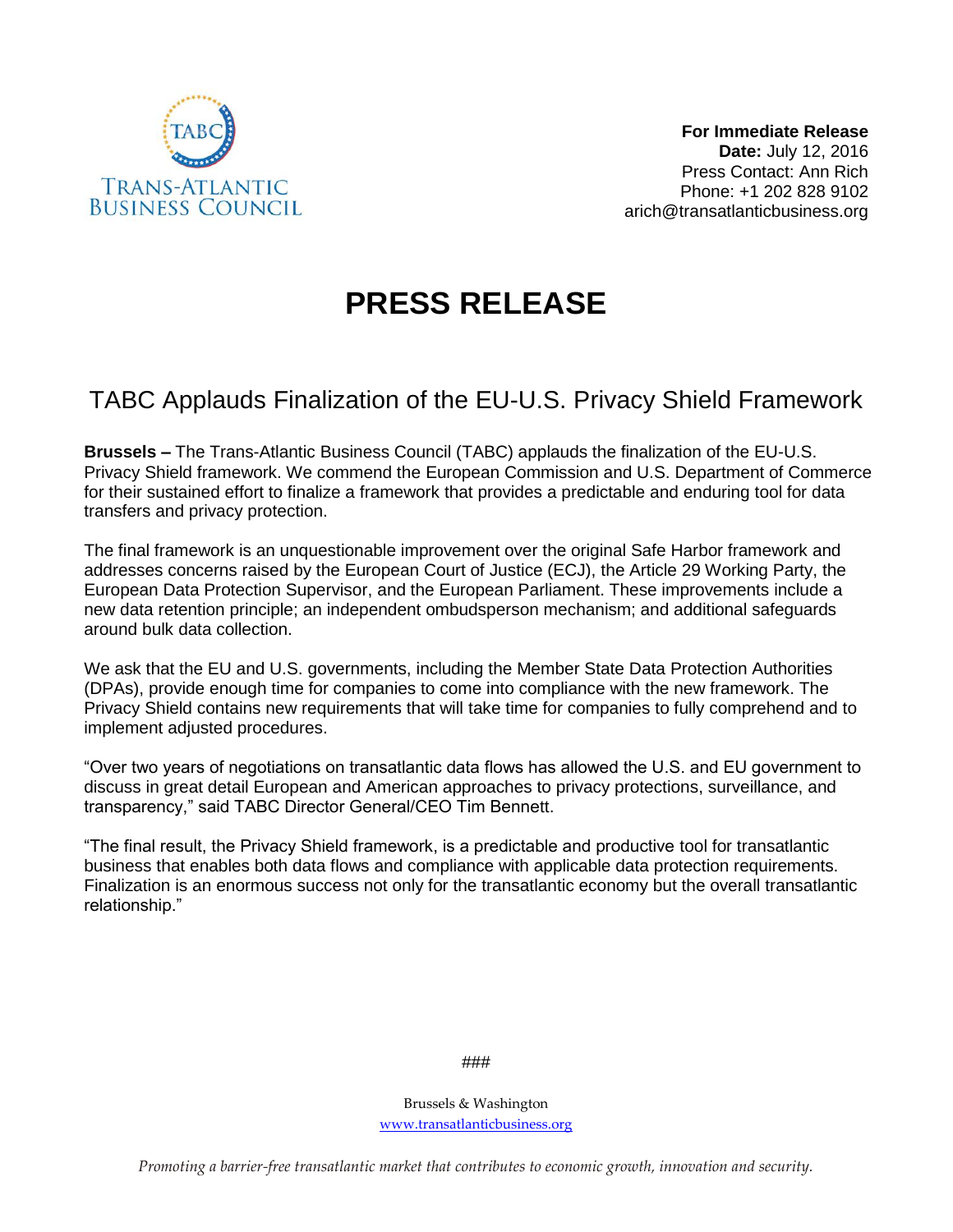TABC
TRANS-ATLANTIC
BUSINESS COUNCIL

**For Immediate Release**
**Date:** July 12, 2016
Press Contact: Ann Rich
Phone: +1 202 828 9102
arich@transatlanticbusiness.org

# PRESS RELEASE

## TABC Applauds Finalization of the EU-U.S. Privacy Shield Framework

**Brussels –** The Trans-Atlantic Business Council (TABC) applauds the finalization of the EU-U.S. Privacy Shield framework. We commend the European Commission and U.S. Department of Commerce for their sustained effort to finalize a framework that provides a predictable and enduring tool for data transfers and privacy protection.

The final framework is an unquestionable improvement over the original Safe Harbor framework and addresses concerns raised by the European Court of Justice (ECJ), the Article 29 Working Party, the European Data Protection Supervisor, and the European Parliament. These improvements include a new data retention principle; an independent ombudsperson mechanism; and additional safeguards around bulk data collection.

We ask that the EU and U.S. governments, including the Member State Data Protection Authorities (DPAs), provide enough time for companies to come into compliance with the new framework. The Privacy Shield contains new requirements that will take time for companies to fully comprehend and to implement adjusted procedures.

"Over two years of negotiations on transatlantic data flows has allowed the U.S. and EU government to discuss in great detail European and American approaches to privacy protections, surveillance, and transparency," said TABC Director General/CEO Tim Bennett.

"The final result, the Privacy Shield framework, is a predictable and productive tool for transatlantic business that enables both data flows and compliance with applicable data protection requirements. Finalization is an enormous success not only for the transatlantic economy but the overall transatlantic relationship."

###

Brussels & Washington
www.transatlanticbusiness.org

*Promoting a barrier-free transatlantic market that contributes to economic growth, innovation and security.*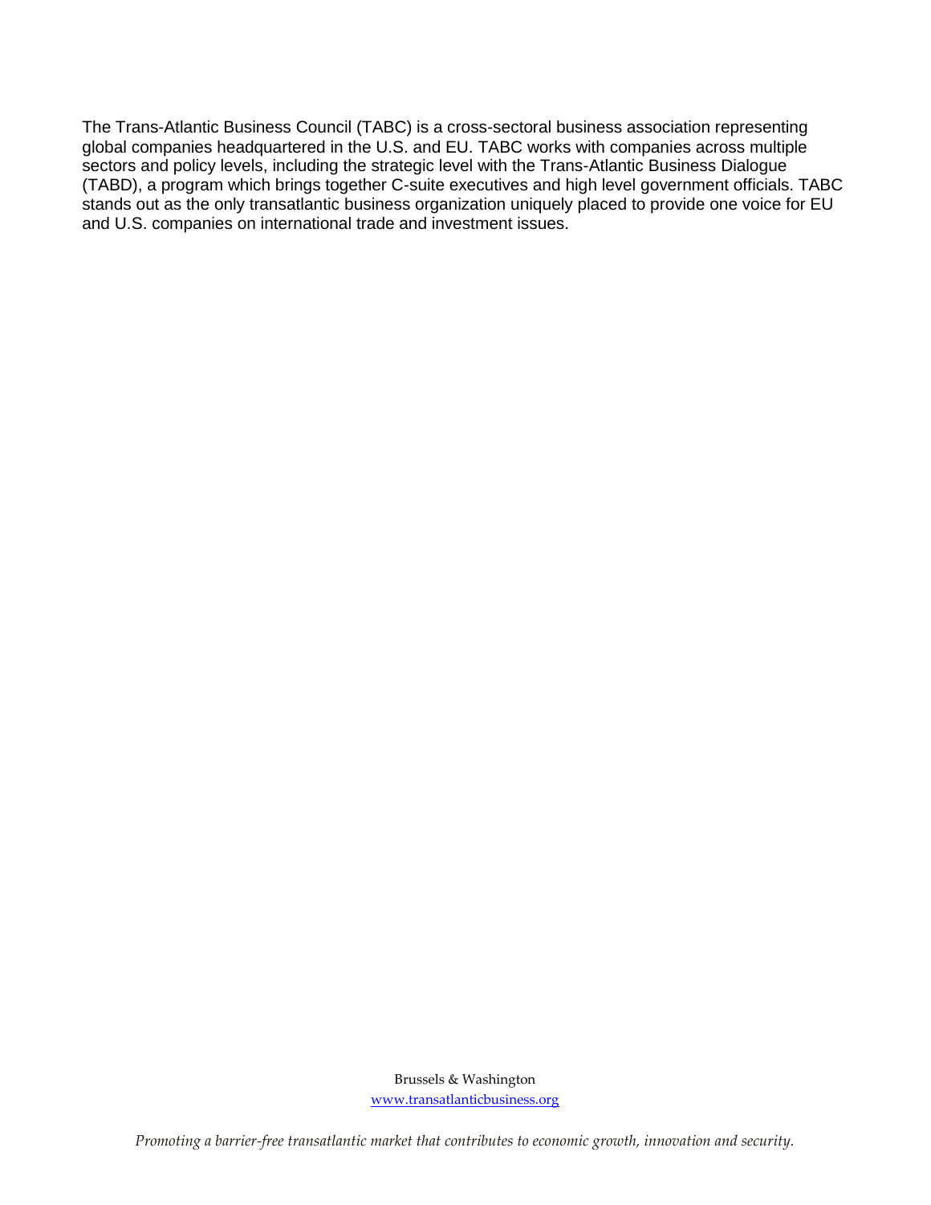The Trans-Atlantic Business Council (TABC) is a cross-sectoral business association representing global companies headquartered in the U.S. and EU. TABC works with companies across multiple sectors and policy levels, including the strategic level with the Trans-Atlantic Business Dialogue (TABD), a program which brings together C-suite executives and high level government officials. TABC stands out as the only transatlantic business organization uniquely placed to provide one voice for EU and U.S. companies on international trade and investment issues.

Brussels & Washington
www.transatlanticbusiness.org

*Promoting a barrier-free transatlantic market that contributes to economic growth, innovation and security.*